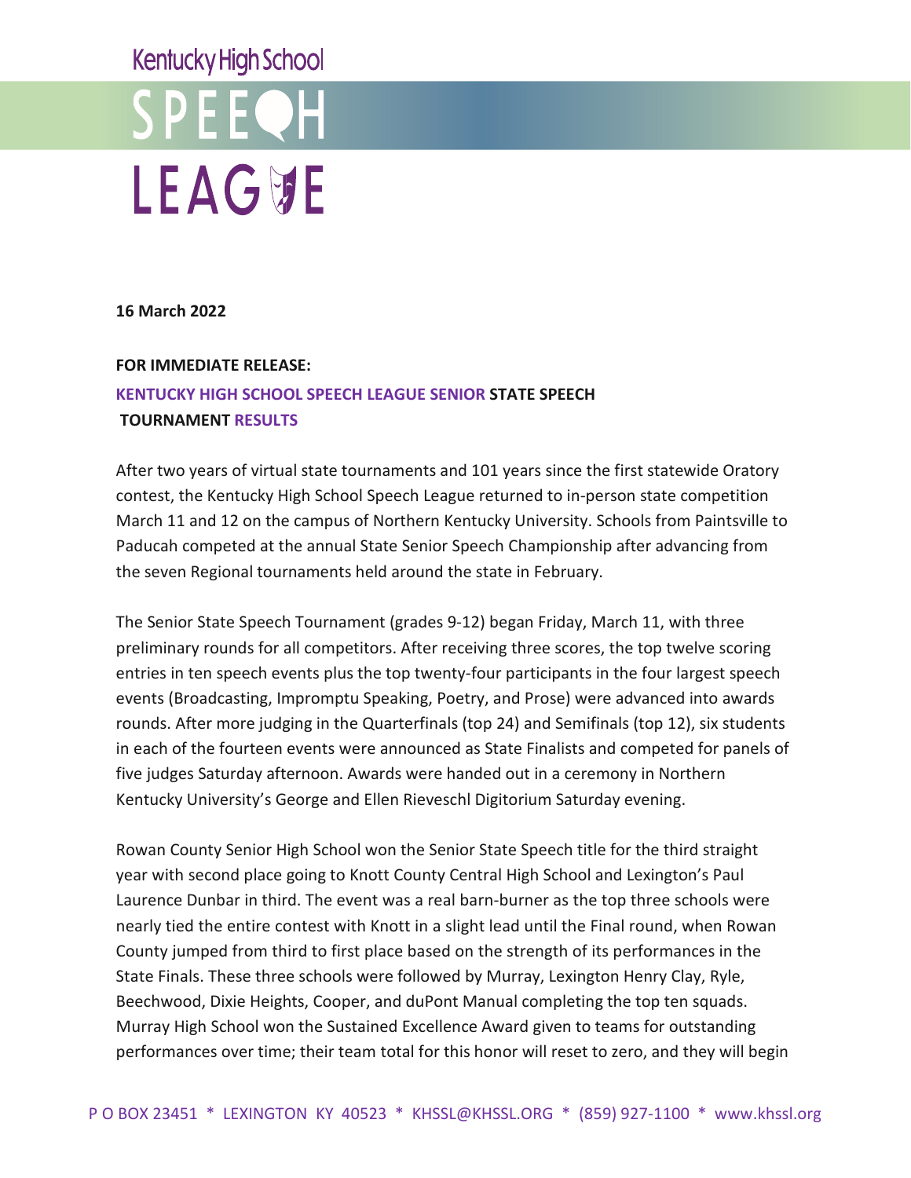Kentucky High School

# SPEECH LEAGUE

**16 March 2022**

**FOR IMMEDIATE RELEASE:**

**KENTUCKY HIGH SCHOOL SPEECH LEAGUE SENIOR STATE SPEECH TOURNAMENT RESULTS**

After two years of virtual state tournaments and 101 years since the first statewide Oratory contest, the Kentucky High School Speech League returned to in-person state competition March 11 and 12 on the campus of Northern Kentucky University. Schools from Paintsville to Paducah competed at the annual State Senior Speech Championship after advancing from the seven Regional tournaments held around the state in February.

The Senior State Speech Tournament (grades 9-12) began Friday, March 11, with three preliminary rounds for all competitors. After receiving three scores, the top twelve scoring entries in ten speech events plus the top twenty-four participants in the four largest speech events (Broadcasting, Impromptu Speaking, Poetry, and Prose) were advanced into awards rounds. After more judging in the Quarterfinals (top 24) and Semifinals (top 12), six students in each of the fourteen events were announced as State Finalists and competed for panels of five judges Saturday afternoon. Awards were handed out in a ceremony in Northern Kentucky University's George and Ellen Rieveschl Digitorium Saturday evening.

Rowan County Senior High School won the Senior State Speech title for the third straight year with second place going to Knott County Central High School and Lexington's Paul Laurence Dunbar in third. The event was a real barn-burner as the top three schools were nearly tied the entire contest with Knott in a slight lead until the Final round, when Rowan County jumped from third to first place based on the strength of its performances in the State Finals. These three schools were followed by Murray, Lexington Henry Clay, Ryle, Beechwood, Dixie Heights, Cooper, and duPont Manual completing the top ten squads. Murray High School won the Sustained Excellence Award given to teams for outstanding performances over time; their team total for this honor will reset to zero, and they will begin

P O BOX 23451 * LEXINGTON KY 40523 * KHSSL@KHSSL.ORG * (859) 927-1100 * www.khssl.org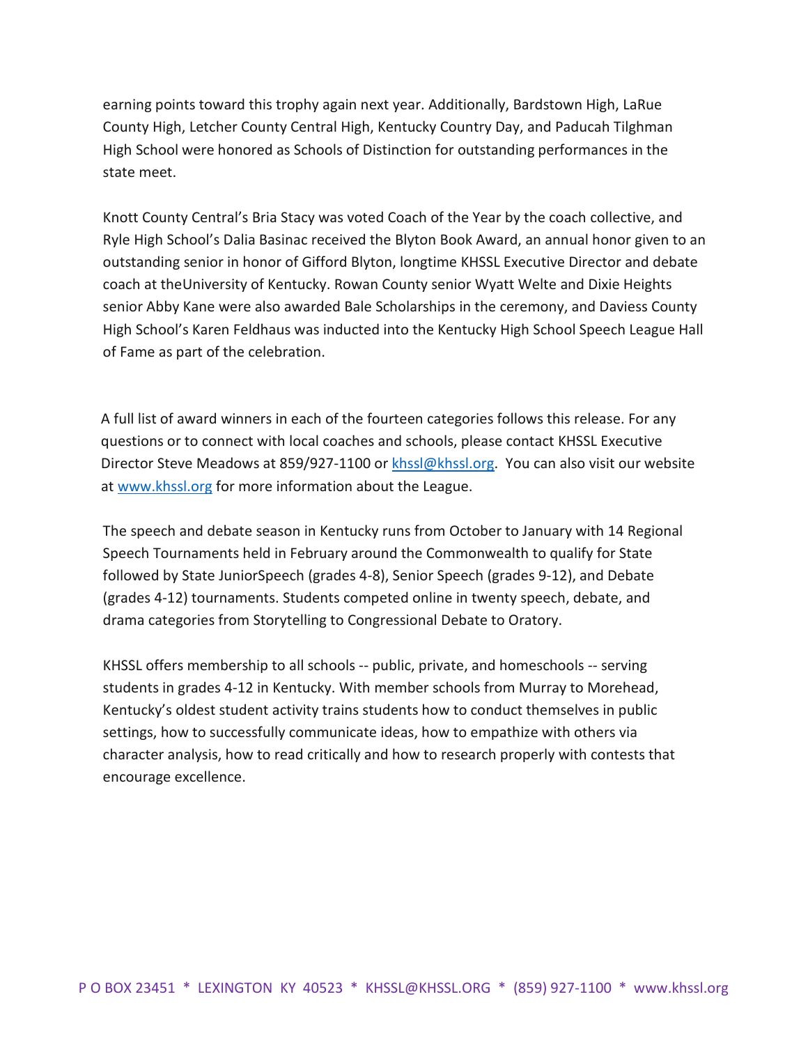earning points toward this trophy again next year. Additionally, Bardstown High, LaRue County High, Letcher County Central High, Kentucky Country Day, and Paducah Tilghman High School were honored as Schools of Distinction for outstanding performances in the state meet.

Knott County Central's Bria Stacy was voted Coach of the Year by the coach collective, and Ryle High School's Dalia Basinac received the Blyton Book Award, an annual honor given to an outstanding senior in honor of Gifford Blyton, longtime KHSSL Executive Director and debate coach at theUniversity of Kentucky. Rowan County senior Wyatt Welte and Dixie Heights senior Abby Kane were also awarded Bale Scholarships in the ceremony, and Daviess County High School's Karen Feldhaus was inducted into the Kentucky High School Speech League Hall of Fame as part of the celebration.

A full list of award winners in each of the fourteen categories follows this release. For any questions or to connect with local coaches and schools, please contact KHSSL Executive Director Steve Meadows at 859/927-1100 or khssl@khssl.org. You can also visit our website at www.khssl.org for more information about the League.

The speech and debate season in Kentucky runs from October to January with 14 Regional Speech Tournaments held in February around the Commonwealth to qualify for State followed by State JuniorSpeech (grades 4-8), Senior Speech (grades 9-12), and Debate (grades 4-12) tournaments. Students competed online in twenty speech, debate, and drama categories from Storytelling to Congressional Debate to Oratory.

KHSSL offers membership to all schools -- public, private, and homeschools -- serving students in grades 4-12 in Kentucky. With member schools from Murray to Morehead, Kentucky's oldest student activity trains students how to conduct themselves in public settings, how to successfully communicate ideas, how to empathize with others via character analysis, how to read critically and how to research properly with contests that encourage excellence.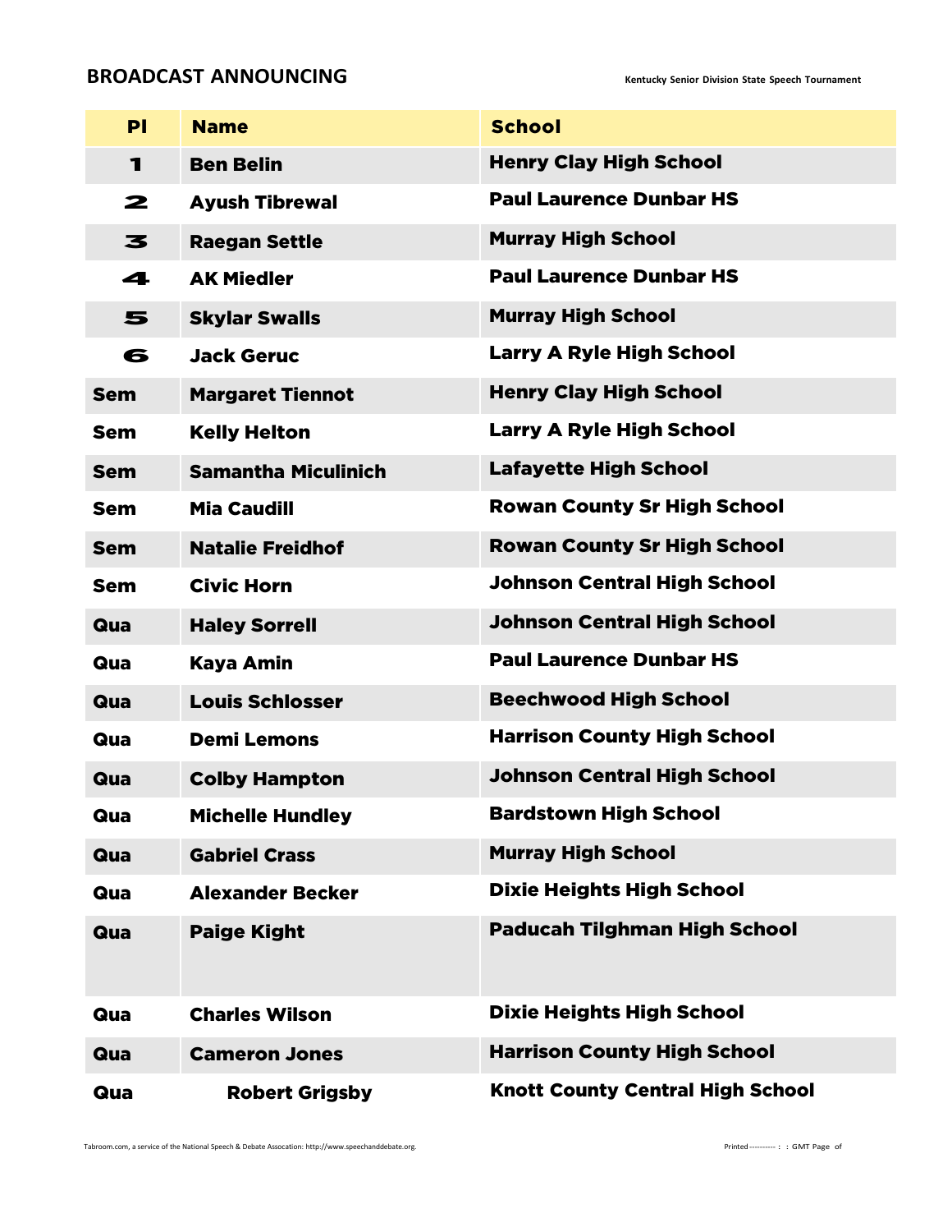## BROADCAST ANNOUNCING

Kentucky Senior Division State Speech Tournament

| Pl | Name | School |
|---|---|---|
| 1 | Ben Belin | Henry Clay High School |
| 2 | Ayush Tibrewal | Paul Laurence Dunbar HS |
| 3 | Raegan Settle | Murray High School |
| 4 | AK Miedler | Paul Laurence Dunbar HS |
| 5 | Skylar Swalls | Murray High School |
| 6 | Jack Geruc | Larry A Ryle High School |
| Sem | Margaret Tiennot | Henry Clay High School |
| Sem | Kelly Helton | Larry A Ryle High School |
| Sem | Samantha Miculinich | Lafayette High School |
| Sem | Mia Caudill | Rowan County Sr High School |
| Sem | Natalie Freidhof | Rowan County Sr High School |
| Sem | Civic Horn | Johnson Central High School |
| Qua | Haley Sorrell | Johnson Central High School |
| Qua | Kaya Amin | Paul Laurence Dunbar HS |
| Qua | Louis Schlosser | Beechwood High School |
| Qua | Demi Lemons | Harrison County High School |
| Qua | Colby Hampton | Johnson Central High School |
| Qua | Michelle Hundley | Bardstown High School |
| Qua | Gabriel Crass | Murray High School |
| Qua | Alexander Becker | Dixie Heights High School |
| Qua | Paige Kight | Paducah Tilghman High School |
| Qua | Charles Wilson | Dixie Heights High School |
| Qua | Cameron Jones | Harrison County High School |
| Qua | Robert Grigsby | Knott County Central High School |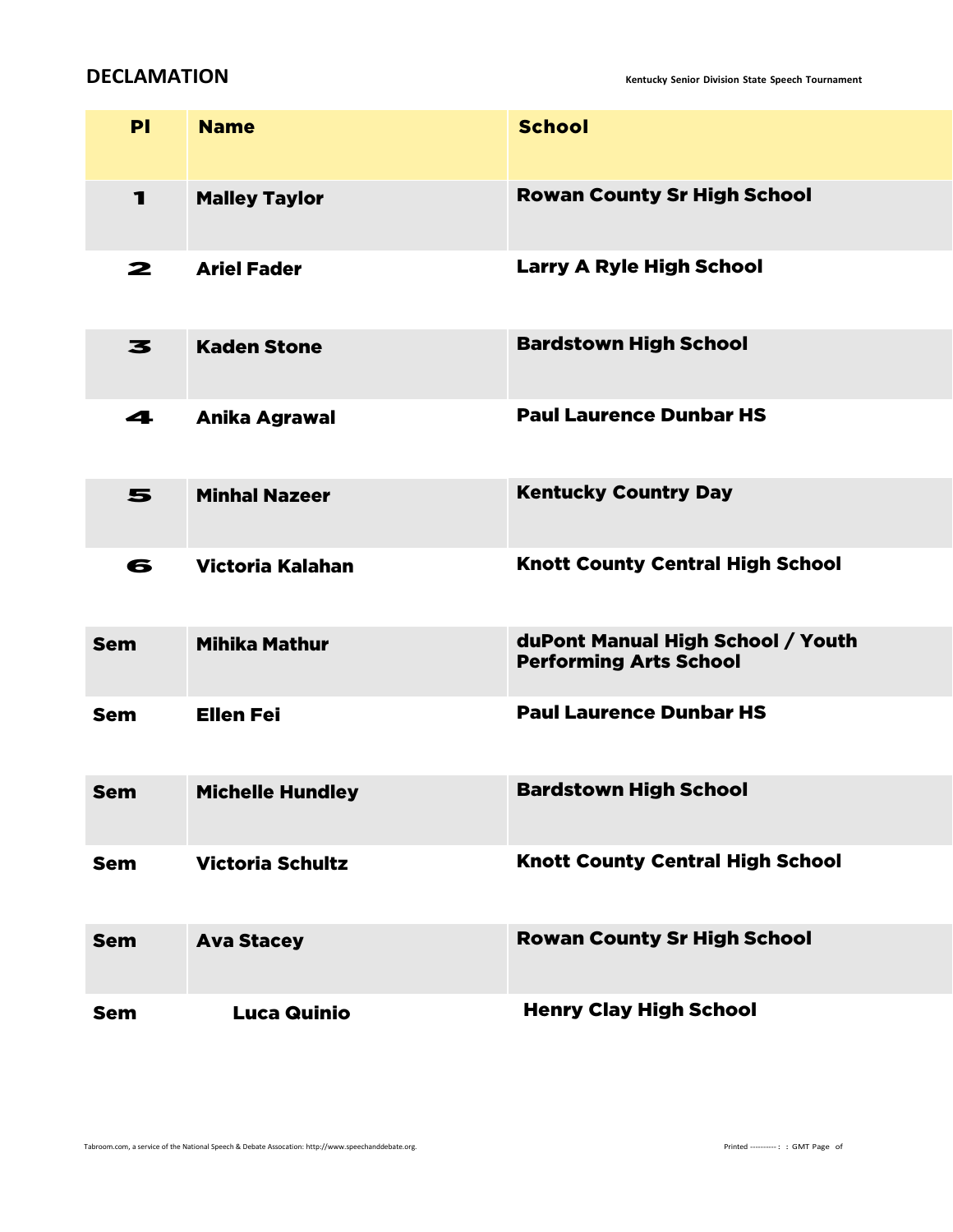## DECLAMATION

Kentucky Senior Division State Speech Tournament

| Pl | Name | School |
|---|---|---|
| 1 | Malley Taylor | Rowan County Sr High School |
| 2 | Ariel Fader | Larry A Ryle High School |
| 3 | Kaden Stone | Bardstown High School |
| 4 | Anika Agrawal | Paul Laurence Dunbar HS |
| 5 | Minhal Nazeer | Kentucky Country Day |
| 6 | Victoria Kalahan | Knott County Central High School |
| Sem | Mihika Mathur | duPont Manual High School / Youth Performing Arts School |
| Sem | Ellen Fei | Paul Laurence Dunbar HS |
| Sem | Michelle Hundley | Bardstown High School |
| Sem | Victoria Schultz | Knott County Central High School |
| Sem | Ava Stacey | Rowan County Sr High School |
| Sem | Luca Quinio | Henry Clay High School |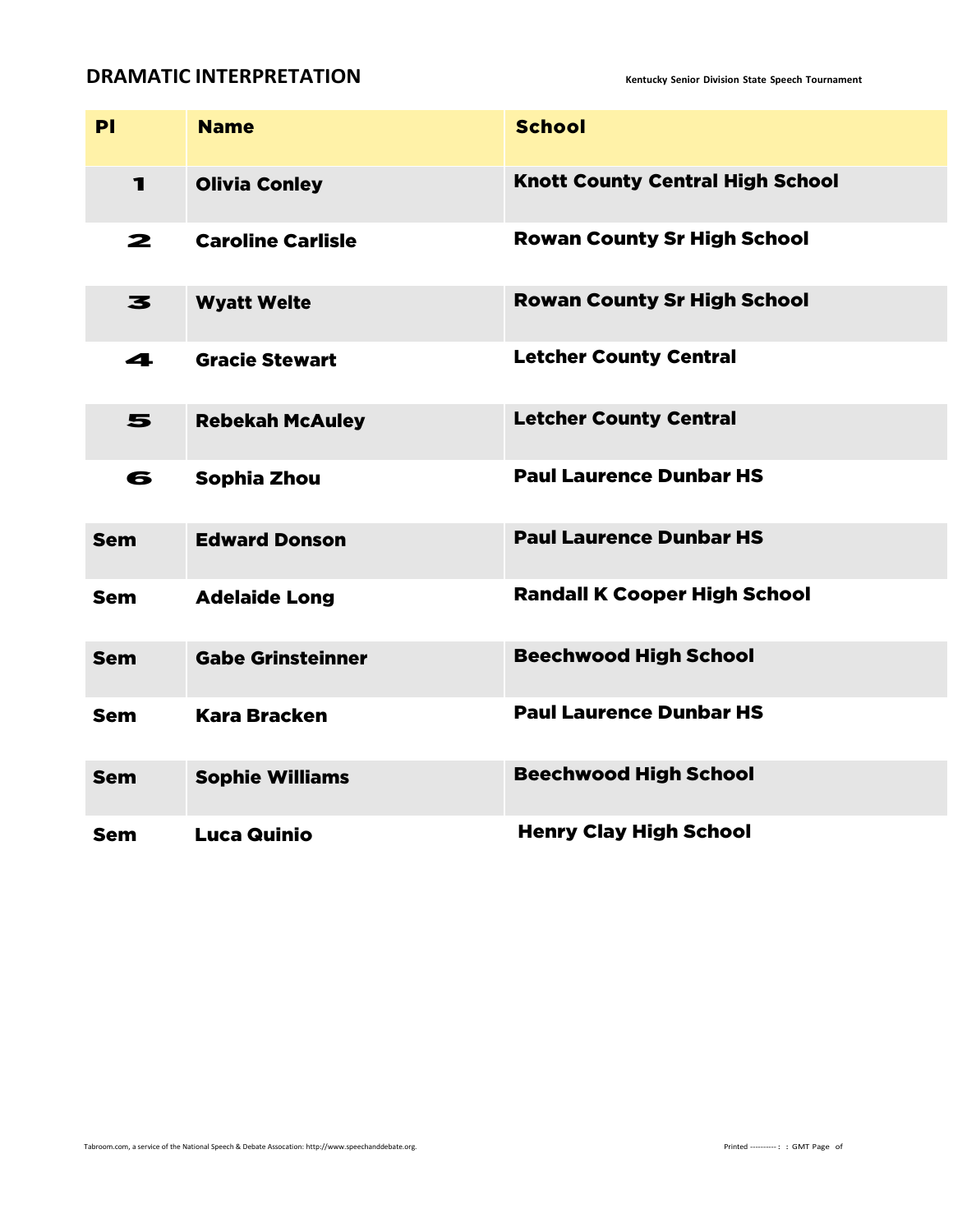## DRAMATIC INTERPRETATION

Kentucky Senior Division State Speech Tournament

| Pl | Name | School |
| --- | --- | --- |
| 1 | Olivia Conley | Knott County Central High School |
| 2 | Caroline Carlisle | Rowan County Sr High School |
| 3 | Wyatt Welte | Rowan County Sr High School |
| 4 | Gracie Stewart | Letcher County Central |
| 5 | Rebekah McAuley | Letcher County Central |
| 6 | Sophia Zhou | Paul Laurence Dunbar HS |
| Sem | Edward Donson | Paul Laurence Dunbar HS |
| Sem | Adelaide Long | Randall K Cooper High School |
| Sem | Gabe Grinsteinner | Beechwood High School |
| Sem | Kara Bracken | Paul Laurence Dunbar HS |
| Sem | Sophie Williams | Beechwood High School |
| Sem | Luca Quinio | Henry Clay High School |

Tabroom.com, a service of the National Speech & Debate Assocation: http://www.speechanddebate.org.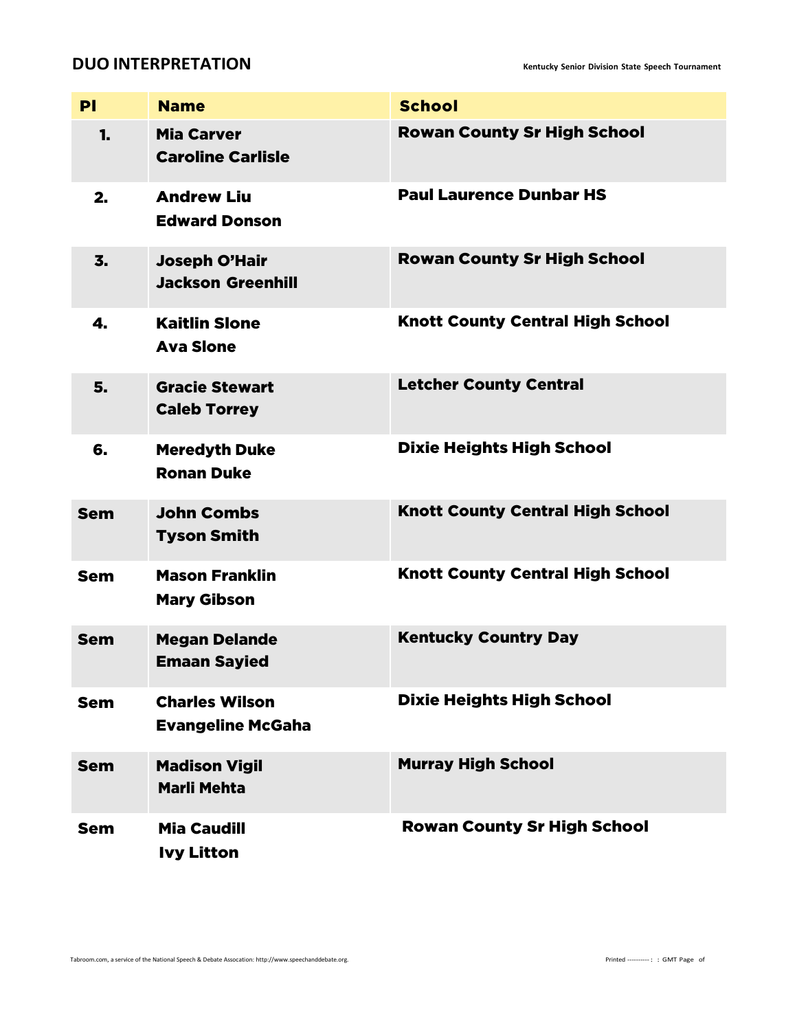## DUO INTERPRETATION

Kentucky Senior Division State Speech Tournament

| Pl | Name | School |
|---|---|---|
| 1. | Mia Carver<br>Caroline Carlisle | Rowan County Sr High School |
| 2. | Andrew Liu<br>Edward Donson | Paul Laurence Dunbar HS |
| 3. | Joseph O'Hair<br>Jackson Greenhill | Rowan County Sr High School |
| 4. | Kaitlin Slone<br>Ava Slone | Knott County Central High School |
| 5. | Gracie Stewart<br>Caleb Torrey | Letcher County Central |
| 6. | Meredyth Duke<br>Ronan Duke | Dixie Heights High School |
| Sem | John Combs<br>Tyson Smith | Knott County Central High School |
| Sem | Mason Franklin<br>Mary Gibson | Knott County Central High School |
| Sem | Megan Delande<br>Emaan Sayied | Kentucky Country Day |
| Sem | Charles Wilson<br>Evangeline McGaha | Dixie Heights High School |
| Sem | Madison Vigil<br>Marli Mehta | Murray High School |
| Sem | Mia Caudill<br>Ivy Litton | Rowan County Sr High School |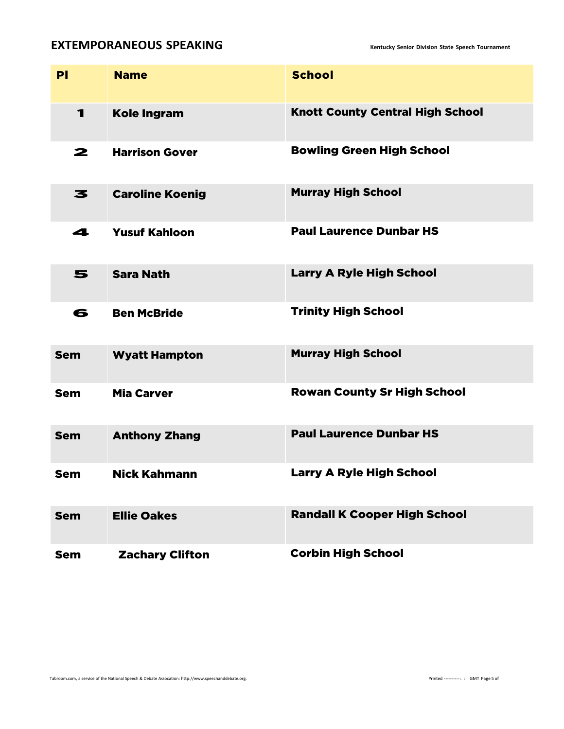## EXTEMPORANEOUS SPEAKING

Kentucky Senior Division State Speech Tournament

| Pl | Name | School |
|---|---|---|
| 1 | Kole Ingram | Knott County Central High School |
| 2 | Harrison Gover | Bowling Green High School |
| 3 | Caroline Koenig | Murray High School |
| 4 | Yusuf Kahloon | Paul Laurence Dunbar HS |
| 5 | Sara Nath | Larry A Ryle High School |
| 6 | Ben McBride | Trinity High School |
| Sem | Wyatt Hampton | Murray High School |
| Sem | Mia Carver | Rowan County Sr High School |
| Sem | Anthony Zhang | Paul Laurence Dunbar HS |
| Sem | Nick Kahmann | Larry A Ryle High School |
| Sem | Ellie Oakes | Randall K Cooper High School |
| Sem | Zachary Clifton | Corbin High School |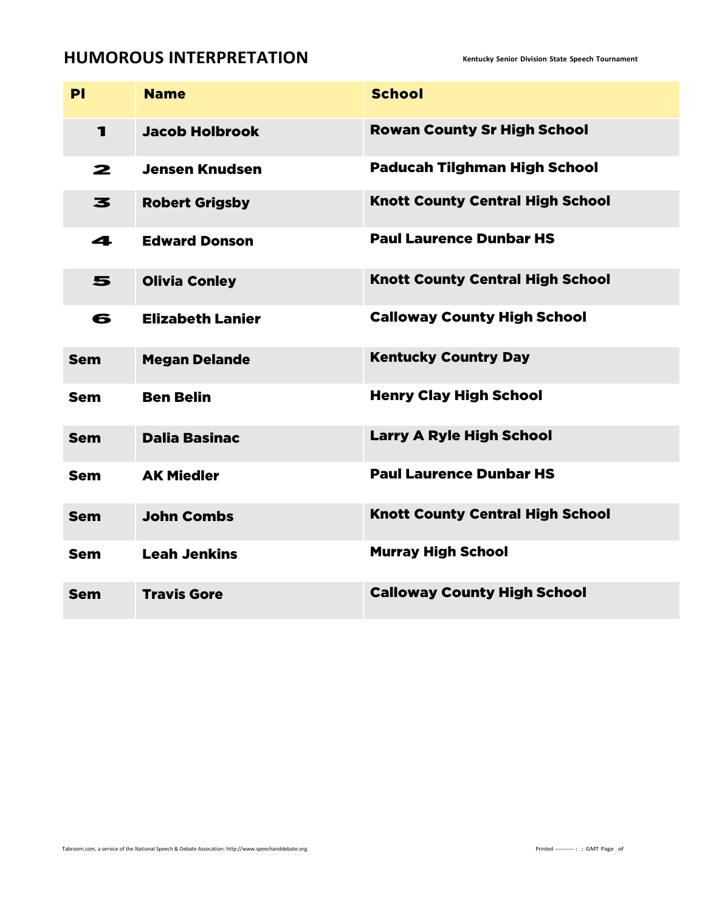# HUMOROUS INTERPRETATION

Kentucky Senior Division State Speech Tournament

| Pl | Name | School |
| --- | --- | --- |
| 1 | Jacob Holbrook | Rowan County Sr High School |
| 2 | Jensen Knudsen | Paducah Tilghman High School |
| 3 | Robert Grigsby | Knott County Central High School |
| 4 | Edward Donson | Paul Laurence Dunbar HS |
| 5 | Olivia Conley | Knott County Central High School |
| 6 | Elizabeth Lanier | Calloway County High School |
| Sem | Megan Delande | Kentucky Country Day |
| Sem | Ben Belin | Henry Clay High School |
| Sem | Dalia Basinac | Larry A Ryle High School |
| Sem | AK Miedler | Paul Laurence Dunbar HS |
| Sem | John Combs | Knott County Central High School |
| Sem | Leah Jenkins | Murray High School |
| Sem | Travis Gore | Calloway County High School |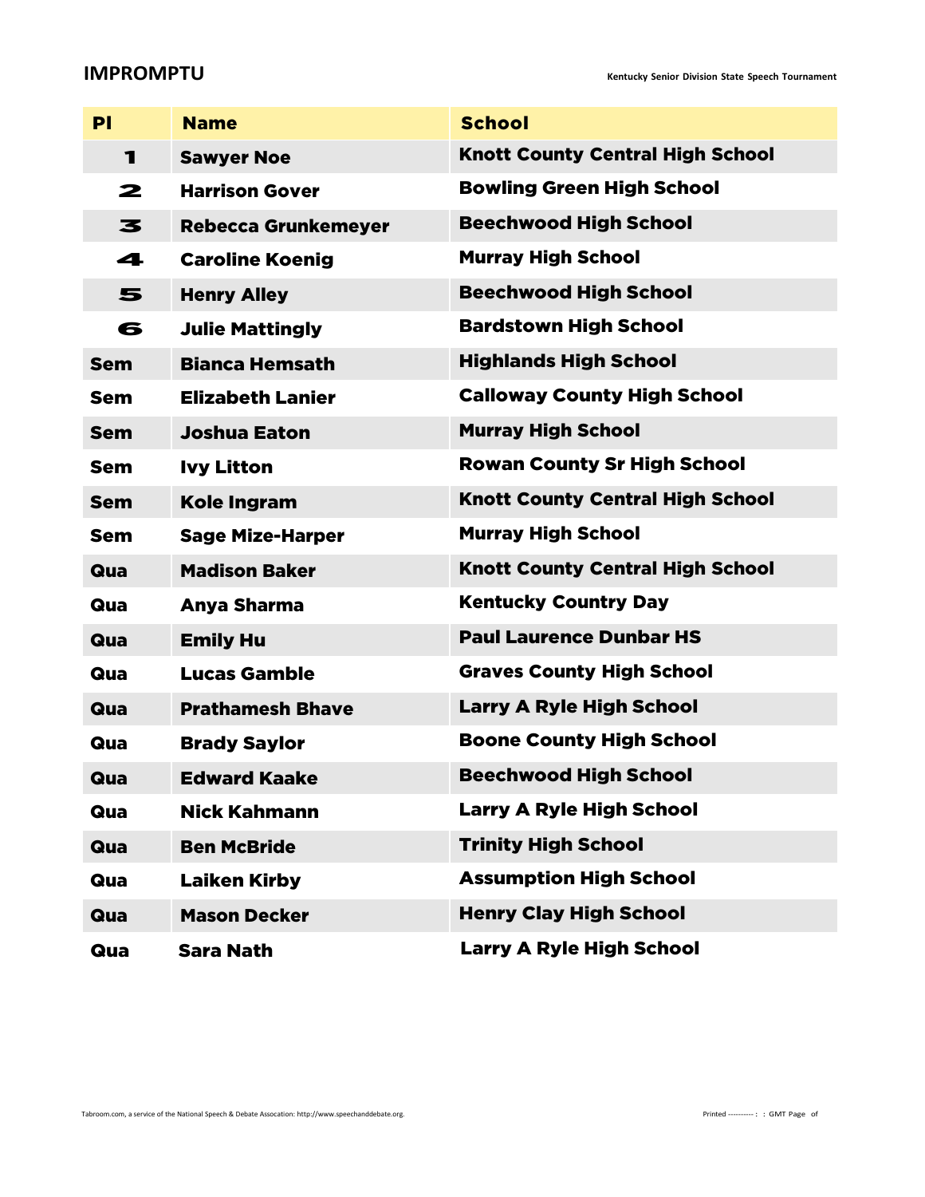## IMPROMPTU

Kentucky Senior Division State Speech Tournament

| Pl | Name | School |
|---|---|---|
| 1 | Sawyer Noe | Knott County Central High School |
| 2 | Harrison Gover | Bowling Green High School |
| 3 | Rebecca Grunkemeyer | Beechwood High School |
| 4 | Caroline Koenig | Murray High School |
| 5 | Henry Alley | Beechwood High School |
| 6 | Julie Mattingly | Bardstown High School |
| Sem | Bianca Hemsath | Highlands High School |
| Sem | Elizabeth Lanier | Calloway County High School |
| Sem | Joshua Eaton | Murray High School |
| Sem | Ivy Litton | Rowan County Sr High School |
| Sem | Kole Ingram | Knott County Central High School |
| Sem | Sage Mize-Harper | Murray High School |
| Qua | Madison Baker | Knott County Central High School |
| Qua | Anya Sharma | Kentucky Country Day |
| Qua | Emily Hu | Paul Laurence Dunbar HS |
| Qua | Lucas Gamble | Graves County High School |
| Qua | Prathamesh Bhave | Larry A Ryle High School |
| Qua | Brady Saylor | Boone County High School |
| Qua | Edward Kaake | Beechwood High School |
| Qua | Nick Kahmann | Larry A Ryle High School |
| Qua | Ben McBride | Trinity High School |
| Qua | Laiken Kirby | Assumption High School |
| Qua | Mason Decker | Henry Clay High School |
| Qua | Sara Nath | Larry A Ryle High School |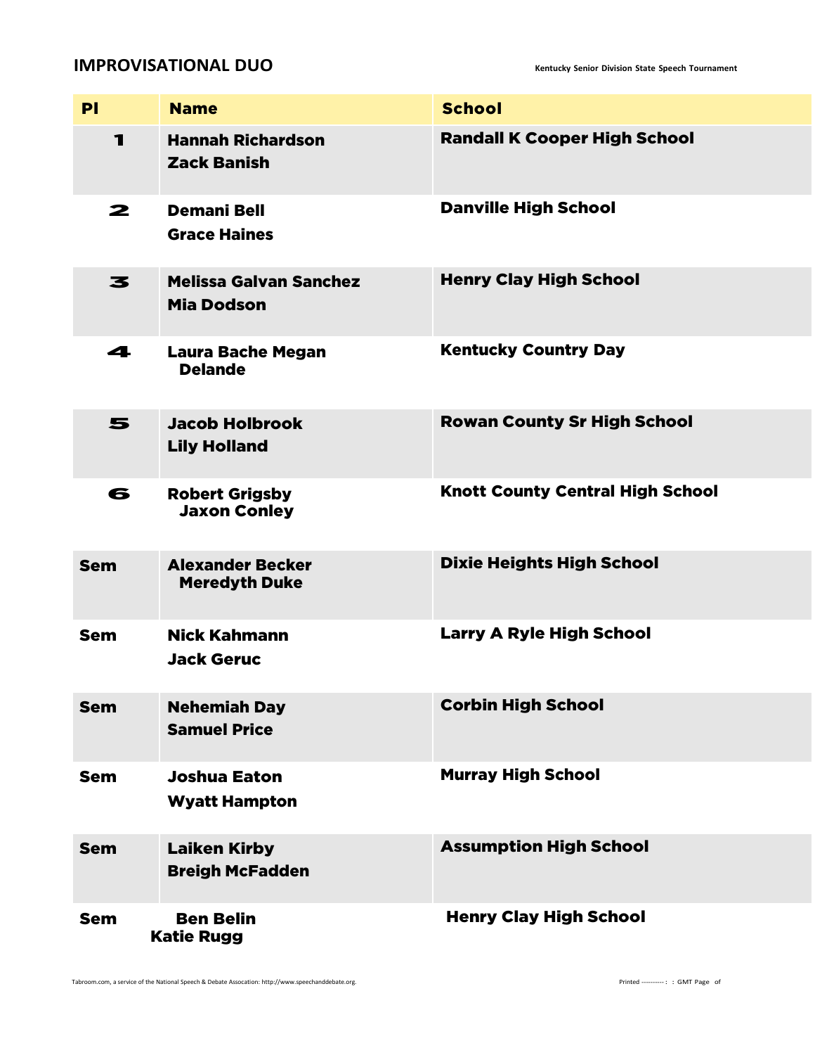## IMPROVISATIONAL DUO

| Pl | Name | School |
|---|---|---|
| 1 | Hannah Richardson<br>Zack Banish | Randall K Cooper High School |
| 2 | Demani Bell<br>Grace Haines | Danville High School |
| 3 | Melissa Galvan Sanchez<br>Mia Dodson | Henry Clay High School |
| 4 | Laura Bache Megan Delande | Kentucky Country Day |
| 5 | Jacob Holbrook<br>Lily Holland | Rowan County Sr High School |
| 6 | Robert Grigsby<br>Jaxon Conley | Knott County Central High School |
| Sem | Alexander Becker<br>Meredyth Duke | Dixie Heights High School |
| Sem | Nick Kahmann<br>Jack Geruc | Larry A Ryle High School |
| Sem | Nehemiah Day<br>Samuel Price | Corbin High School |
| Sem | Joshua Eaton<br>Wyatt Hampton | Murray High School |
| Sem | Laiken Kirby<br>Breigh McFadden | Assumption High School |
| Sem | Ben Belin<br>Katie Rugg | Henry Clay High School |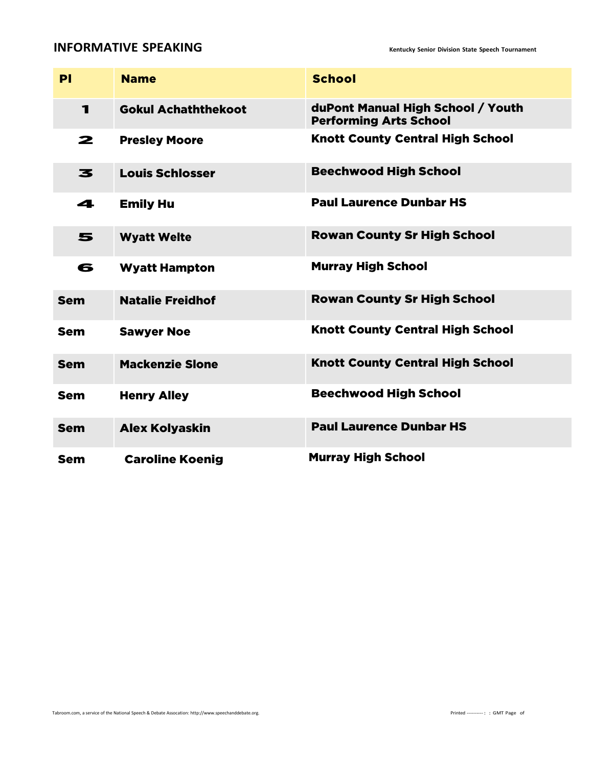## INFORMATIVE SPEAKING

Kentucky Senior Division State Speech Tournament

| Pl | Name | School |
|---|---|---|
| 1 | Gokul Achaththekoot | duPont Manual High School / Youth Performing Arts School |
| 2 | Presley Moore | Knott County Central High School |
| 3 | Louis Schlosser | Beechwood High School |
| 4 | Emily Hu | Paul Laurence Dunbar HS |
| 5 | Wyatt Welte | Rowan County Sr High School |
| 6 | Wyatt Hampton | Murray High School |
| Sem | Natalie Freidhof | Rowan County Sr High School |
| Sem | Sawyer Noe | Knott County Central High School |
| Sem | Mackenzie Slone | Knott County Central High School |
| Sem | Henry Alley | Beechwood High School |
| Sem | Alex Kolyaskin | Paul Laurence Dunbar HS |
| Sem | Caroline Koenig | Murray High School |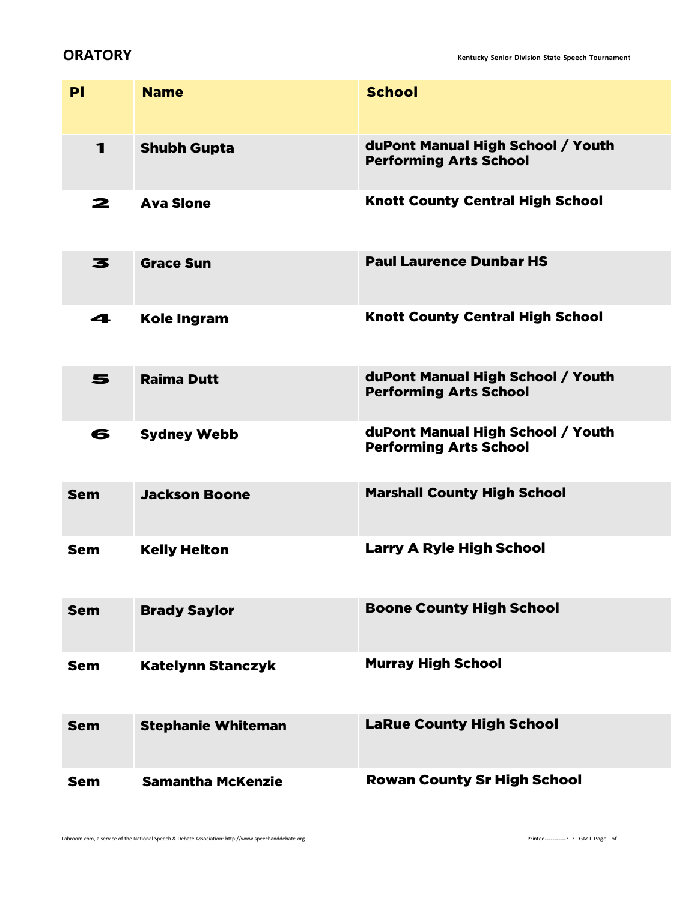## ORATORY

Kentucky Senior Division State Speech Tournament

| Pl | Name | School |
|---|---|---|
| 1 | Shubh Gupta | duPont Manual High School / Youth Performing Arts School |
| 2 | Ava Slone | Knott County Central High School |
| 3 | Grace Sun | Paul Laurence Dunbar HS |
| 4 | Kole Ingram | Knott County Central High School |
| 5 | Raima Dutt | duPont Manual High School / Youth Performing Arts School |
| 6 | Sydney Webb | duPont Manual High School / Youth Performing Arts School |
| Sem | Jackson Boone | Marshall County High School |
| Sem | Kelly Helton | Larry A Ryle High School |
| Sem | Brady Saylor | Boone County High School |
| Sem | Katelynn Stanczyk | Murray High School |
| Sem | Stephanie Whiteman | LaRue County High School |
| Sem | Samantha McKenzie | Rowan County Sr High School |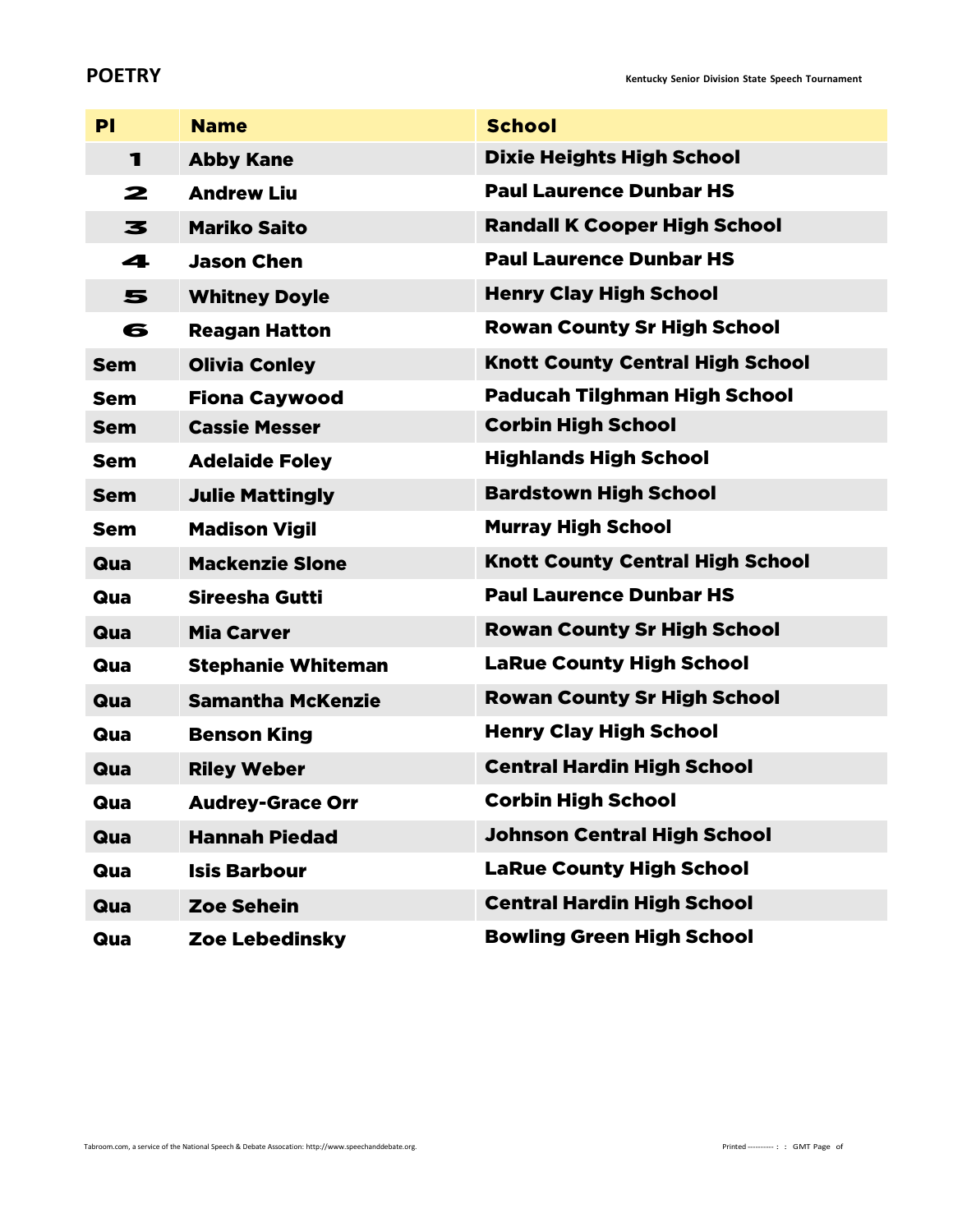## POETRY

Kentucky Senior Division State Speech Tournament

| Pl | Name | School |
| --- | --- | --- |
| 1 | Abby Kane | Dixie Heights High School |
| 2 | Andrew Liu | Paul Laurence Dunbar HS |
| 3 | Mariko Saito | Randall K Cooper High School |
| 4 | Jason Chen | Paul Laurence Dunbar HS |
| 5 | Whitney Doyle | Henry Clay High School |
| 6 | Reagan Hatton | Rowan County Sr High School |
| Sem | Olivia Conley | Knott County Central High School |
| Sem | Fiona Caywood | Paducah Tilghman High School |
| Sem | Cassie Messer | Corbin High School |
| Sem | Adelaide Foley | Highlands High School |
| Sem | Julie Mattingly | Bardstown High School |
| Sem | Madison Vigil | Murray High School |
| Qua | Mackenzie Slone | Knott County Central High School |
| Qua | Sireesha Gutti | Paul Laurence Dunbar HS |
| Qua | Mia Carver | Rowan County Sr High School |
| Qua | Stephanie Whiteman | LaRue County High School |
| Qua | Samantha McKenzie | Rowan County Sr High School |
| Qua | Benson King | Henry Clay High School |
| Qua | Riley Weber | Central Hardin High School |
| Qua | Audrey-Grace Orr | Corbin High School |
| Qua | Hannah Piedad | Johnson Central High School |
| Qua | Isis Barbour | LaRue County High School |
| Qua | Zoe Sehein | Central Hardin High School |
| Qua | Zoe Lebedinsky | Bowling Green High School |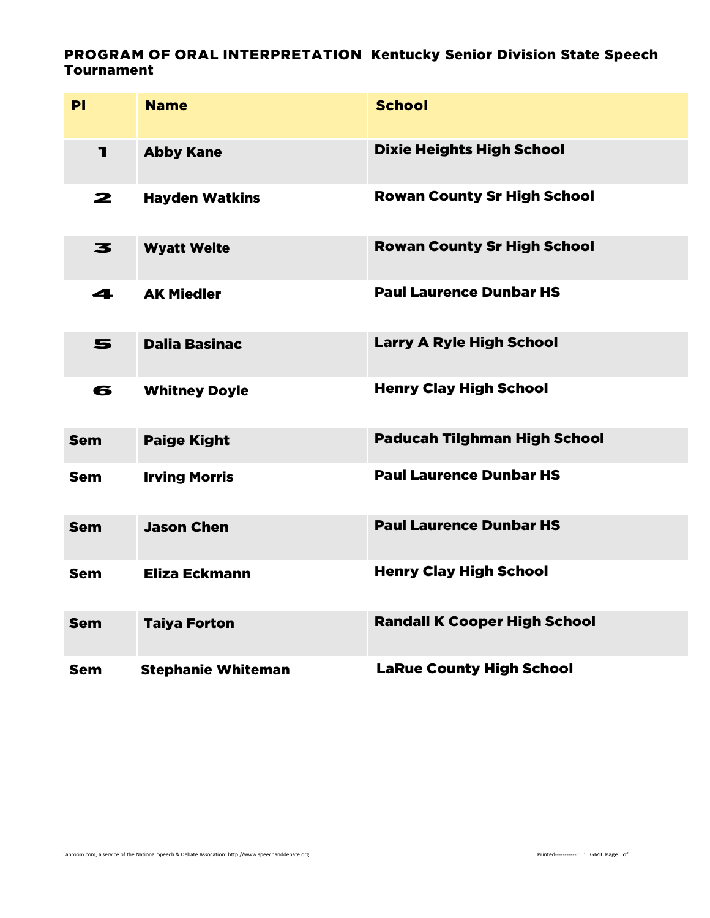## PROGRAM OF ORAL INTERPRETATION Kentucky Senior Division State Speech Tournament

| Pl | Name | School |
|---|---|---|
| 1 | Abby Kane | Dixie Heights High School |
| 2 | Hayden Watkins | Rowan County Sr High School |
| 3 | Wyatt Welte | Rowan County Sr High School |
| 4 | AK Miedler | Paul Laurence Dunbar HS |
| 5 | Dalia Basinac | Larry A Ryle High School |
| 6 | Whitney Doyle | Henry Clay High School |
| Sem | Paige Kight | Paducah Tilghman High School |
| Sem | Irving Morris | Paul Laurence Dunbar HS |
| Sem | Jason Chen | Paul Laurence Dunbar HS |
| Sem | Eliza Eckmann | Henry Clay High School |
| Sem | Taiya Forton | Randall K Cooper High School |
| Sem | Stephanie Whiteman | LaRue County High School |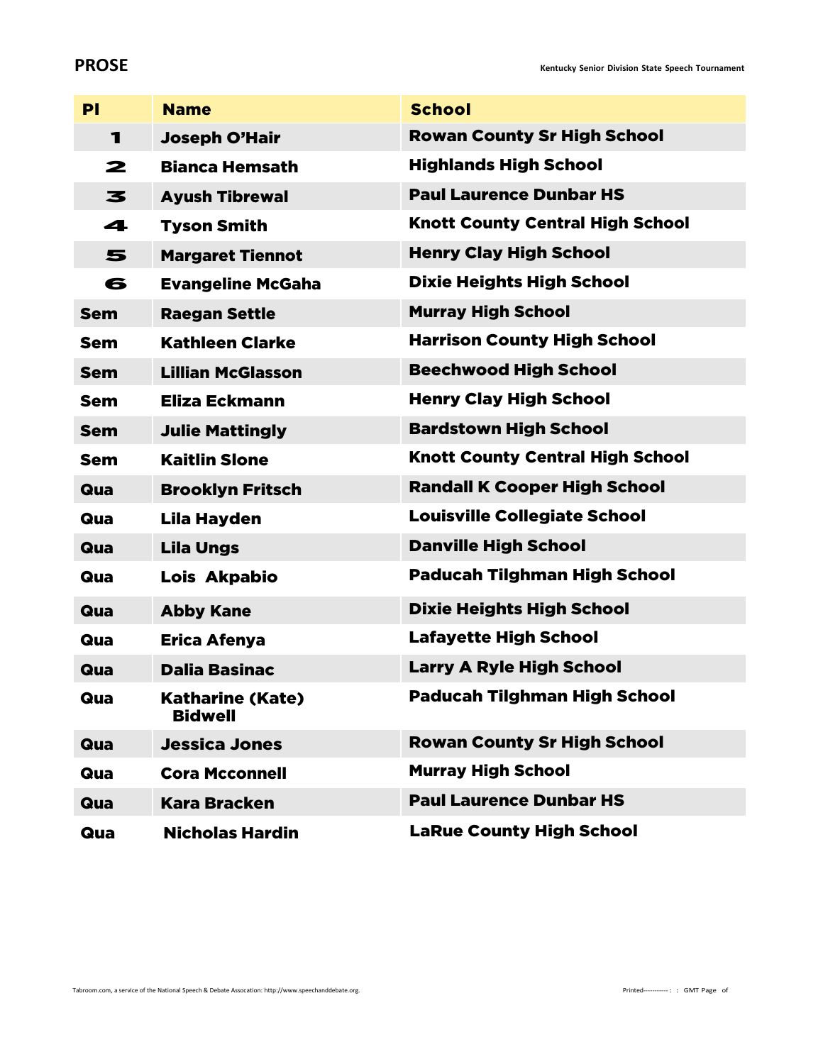## PROSE

| Pl | Name | School |
|---|---|---|
| 1 | Joseph O'Hair | Rowan County Sr High School |
| 2 | Bianca Hemsath | Highlands High School |
| 3 | Ayush Tibrewal | Paul Laurence Dunbar HS |
| 4 | Tyson Smith | Knott County Central High School |
| 5 | Margaret Tiennot | Henry Clay High School |
| 6 | Evangeline McGaha | Dixie Heights High School |
| Sem | Raegan Settle | Murray High School |
| Sem | Kathleen Clarke | Harrison County High School |
| Sem | Lillian McGlasson | Beechwood High School |
| Sem | Eliza Eckmann | Henry Clay High School |
| Sem | Julie Mattingly | Bardstown High School |
| Sem | Kaitlin Slone | Knott County Central High School |
| Qua | Brooklyn Fritsch | Randall K Cooper High School |
| Qua | Lila Hayden | Louisville Collegiate School |
| Qua | Lila Ungs | Danville High School |
| Qua | Lois Akpabio | Paducah Tilghman High School |
| Qua | Abby Kane | Dixie Heights High School |
| Qua | Erica Afenya | Lafayette High School |
| Qua | Dalia Basinac | Larry A Ryle High School |
| Qua | Katharine (Kate) Bidwell | Paducah Tilghman High School |
| Qua | Jessica Jones | Rowan County Sr High School |
| Qua | Cora Mcconnell | Murray High School |
| Qua | Kara Bracken | Paul Laurence Dunbar HS |
| Qua | Nicholas Hardin | LaRue County High School |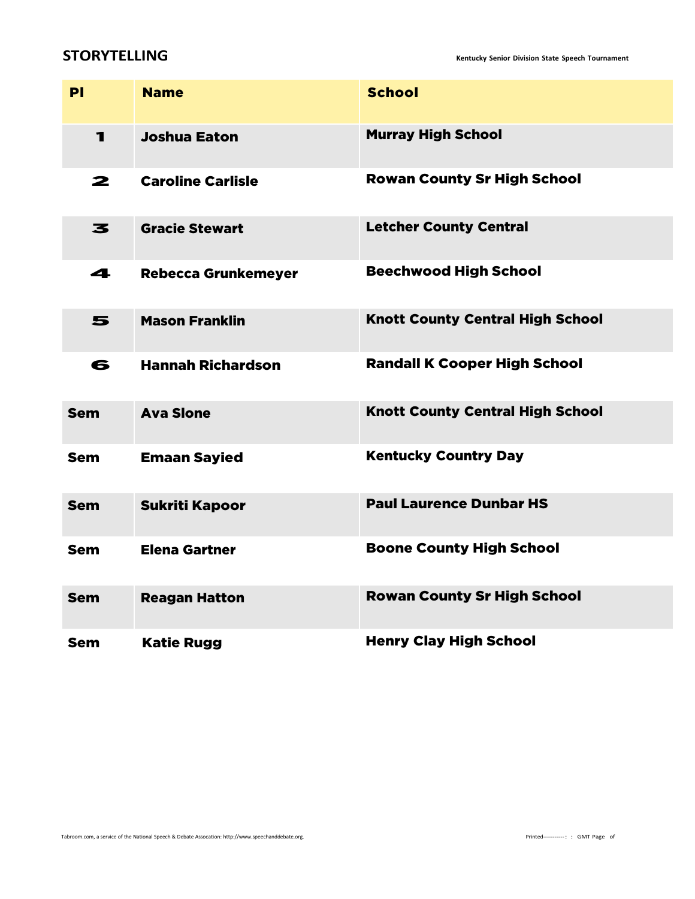## STORYTELLING

Kentucky Senior Division State Speech Tournament

| Pl | Name | School |
|---|---|---|
| 1 | Joshua Eaton | Murray High School |
| 2 | Caroline Carlisle | Rowan County Sr High School |
| 3 | Gracie Stewart | Letcher County Central |
| 4 | Rebecca Grunkemeyer | Beechwood High School |
| 5 | Mason Franklin | Knott County Central High School |
| 6 | Hannah Richardson | Randall K Cooper High School |
| Sem | Ava Slone | Knott County Central High School |
| Sem | Emaan Sayied | Kentucky Country Day |
| Sem | Sukriti Kapoor | Paul Laurence Dunbar HS |
| Sem | Elena Gartner | Boone County High School |
| Sem | Reagan Hatton | Rowan County Sr High School |
| Sem | Katie Rugg | Henry Clay High School |